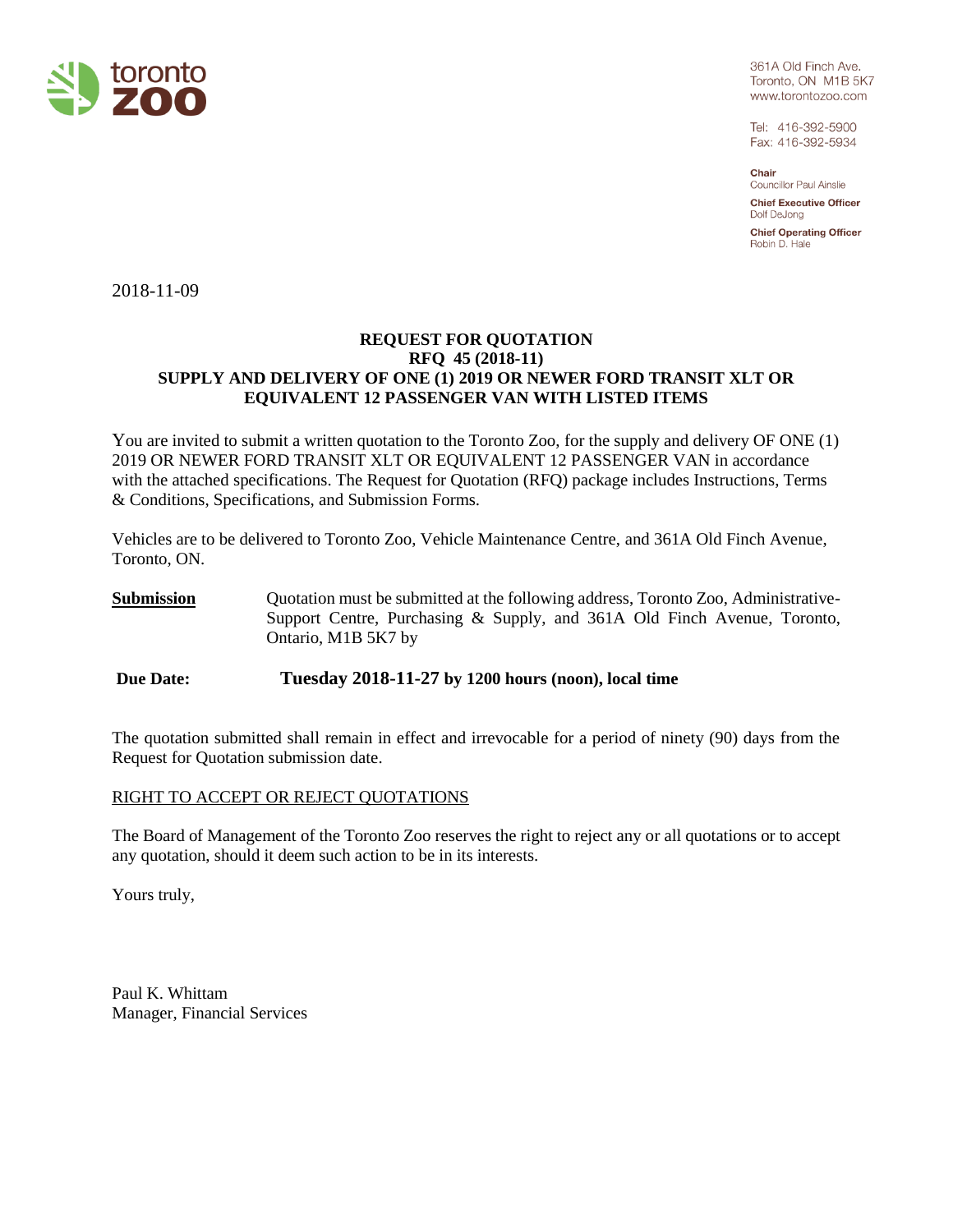toronto **zoo**

361A Old Finch Ave.
Toronto, ON M1B 5K7
www.torontozoo.com

Tel: 416-392-5900
Fax: 416-392-5934

**Chair**
Councillor Paul Ainslie

**Chief Executive Officer**
Dolf DeJong

**Chief Operating Officer**
Robin D. Hale

2018-11-09

**REQUEST FOR QUOTATION**
**RFQ 45 (2018-11)**
**SUPPLY AND DELIVERY OF ONE (1) 2019 OR NEWER FORD TRANSIT XLT OR EQUIVALENT 12 PASSENGER VAN WITH LISTED ITEMS**

You are invited to submit a written quotation to the Toronto Zoo, for the supply and delivery OF ONE (1) 2019 OR NEWER FORD TRANSIT XLT OR EQUIVALENT 12 PASSENGER VAN in accordance with the attached specifications. The Request for Quotation (RFQ) package includes Instructions, Terms & Conditions, Specifications, and Submission Forms.

Vehicles are to be delivered to Toronto Zoo, Vehicle Maintenance Centre, and 361A Old Finch Avenue, Toronto, ON.

**Submission** Quotation must be submitted at the following address, Toronto Zoo, Administrative-Support Centre, Purchasing & Supply, and 361A Old Finch Avenue, Toronto, Ontario, M1B 5K7 by

**Due Date:** **Tuesday 2018-11-27 by 1200 hours (noon), local time**

The quotation submitted shall remain in effect and irrevocable for a period of ninety (90) days from the Request for Quotation submission date.

RIGHT TO ACCEPT OR REJECT QUOTATIONS

The Board of Management of the Toronto Zoo reserves the right to reject any or all quotations or to accept any quotation, should it deem such action to be in its interests.

Yours truly,

Paul K. Whittam
Manager, Financial Services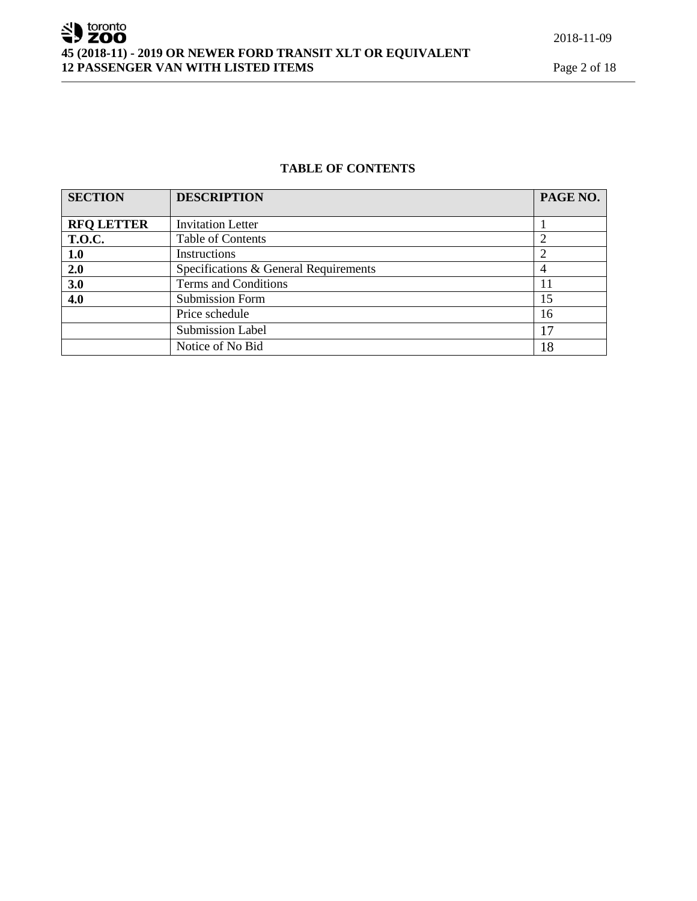## TABLE OF CONTENTS

| SECTION | DESCRIPTION | PAGE NO. |
|---|---|---|
| **RFQ LETTER** | Invitation Letter | 1 |
| **T.O.C.** | Table of Contents | 2 |
| **1.0** | Instructions | 2 |
| **2.0** | Specifications & General Requirements | 4 |
| **3.0** | Terms and Conditions | 11 |
| **4.0** | Submission Form | 15 |
| | Price schedule | 16 |
| | Submission Label | 17 |
| | Notice of No Bid | 18 |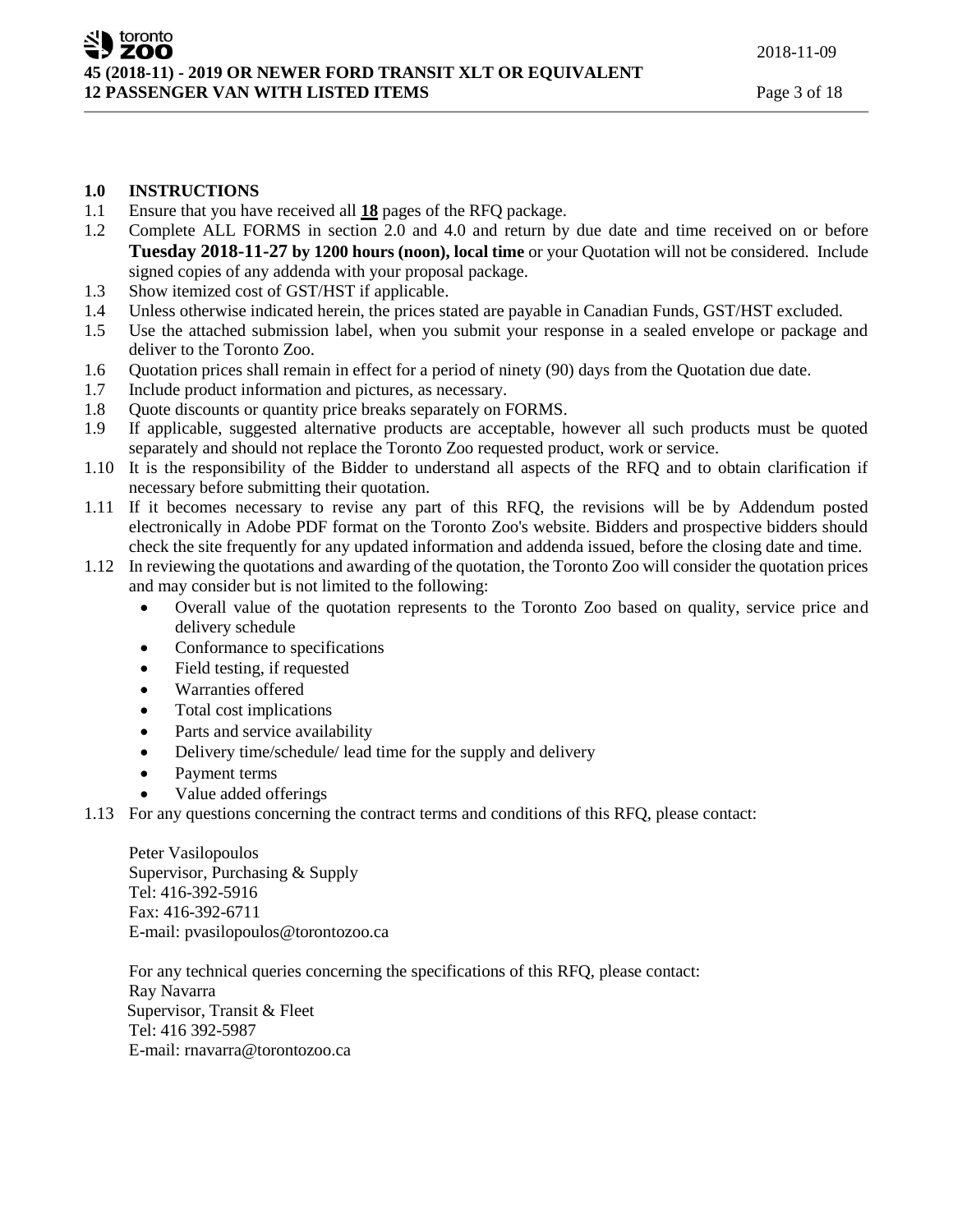## 1.0 INSTRUCTIONS

1.1 Ensure that you have received all **18** pages of the RFQ package.

1.2 Complete ALL FORMS in section 2.0 and 4.0 and return by due date and time received on or before **Tuesday 2018-11-27 by 1200 hours (noon), local time** or your Quotation will not be considered. Include signed copies of any addenda with your proposal package.

1.3 Show itemized cost of GST/HST if applicable.

1.4 Unless otherwise indicated herein, the prices stated are payable in Canadian Funds, GST/HST excluded.

1.5 Use the attached submission label, when you submit your response in a sealed envelope or package and deliver to the Toronto Zoo.

1.6 Quotation prices shall remain in effect for a period of ninety (90) days from the Quotation due date.

1.7 Include product information and pictures, as necessary.

1.8 Quote discounts or quantity price breaks separately on FORMS.

1.9 If applicable, suggested alternative products are acceptable, however all such products must be quoted separately and should not replace the Toronto Zoo requested product, work or service.

1.10 It is the responsibility of the Bidder to understand all aspects of the RFQ and to obtain clarification if necessary before submitting their quotation.

1.11 If it becomes necessary to revise any part of this RFQ, the revisions will be by Addendum posted electronically in Adobe PDF format on the Toronto Zoo's website. Bidders and prospective bidders should check the site frequently for any updated information and addenda issued, before the closing date and time.

1.12 In reviewing the quotations and awarding of the quotation, the Toronto Zoo will consider the quotation prices and may consider but is not limited to the following:

- Overall value of the quotation represents to the Toronto Zoo based on quality, service price and delivery schedule
- Conformance to specifications
- Field testing, if requested
- Warranties offered
- Total cost implications
- Parts and service availability
- Delivery time/schedule/ lead time for the supply and delivery
- Payment terms
- Value added offerings

1.13 For any questions concerning the contract terms and conditions of this RFQ, please contact:

Peter Vasilopoulos
Supervisor, Purchasing & Supply
Tel: 416-392-5916
Fax: 416-392-6711
E-mail: pvasilopoulos@torontozoo.ca

For any technical queries concerning the specifications of this RFQ, please contact:
Ray Navarra
Supervisor, Transit & Fleet
Tel: 416 392-5987
E-mail: rnavarra@torontozoo.ca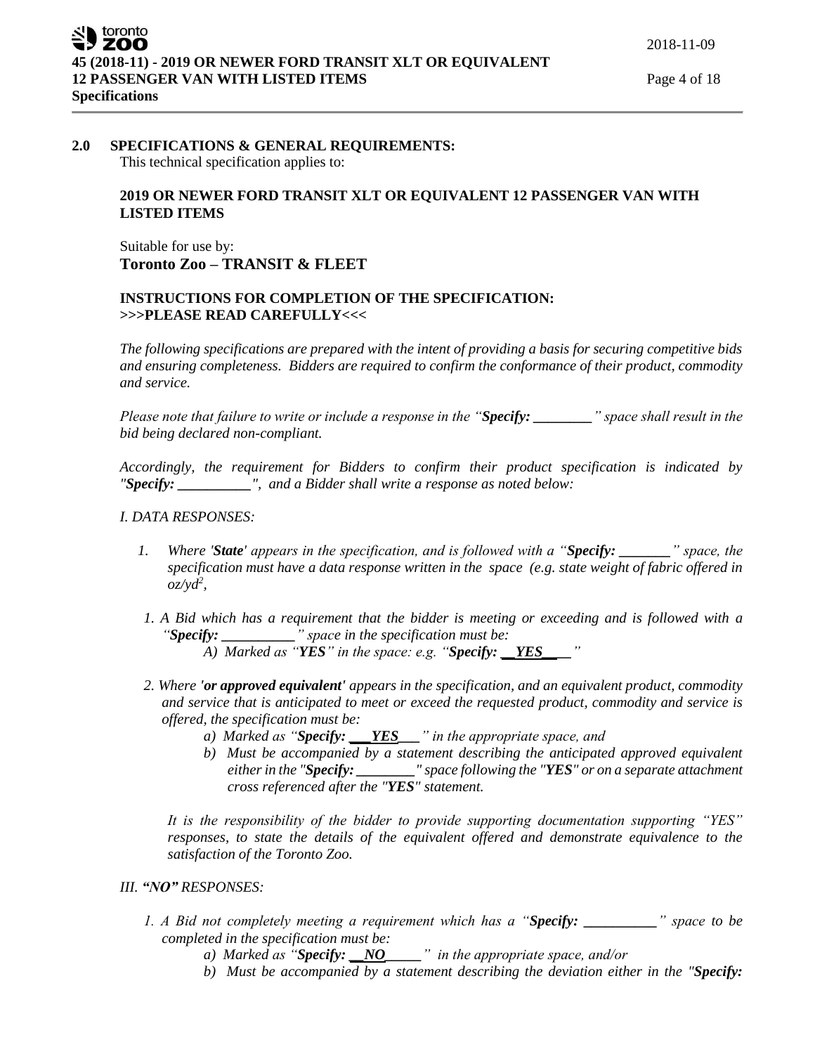## 2.0 SPECIFICATIONS & GENERAL REQUIREMENTS:

This technical specification applies to:

**2019 OR NEWER FORD TRANSIT XLT OR EQUIVALENT 12 PASSENGER VAN WITH LISTED ITEMS**

Suitable for use by:
**Toronto Zoo – TRANSIT & FLEET**

**INSTRUCTIONS FOR COMPLETION OF THE SPECIFICATION:**
**>>>PLEASE READ CAREFULLY<<<**

*The following specifications are prepared with the intent of providing a basis for securing competitive bids and ensuring completeness. Bidders are required to confirm the conformance of their product, commodity and service.*

*Please note that failure to write or include a response in the "**Specify: ________**" space shall result in the bid being declared non-compliant.*

*Accordingly, the requirement for Bidders to confirm their product specification is indicated by "**Specify: __________**", and a Bidder shall write a response as noted below:*

*I. DATA RESPONSES:*

1. *Where '**State**' appears in the specification, and is followed with a "**Specify: _______**" space, the specification must have a data response written in the space (e.g. state weight of fabric offered in oz/yd², *

1. *A Bid which has a requirement that the bidder is meeting or exceeding and is followed with a "**Specify: __________**" space in the specification must be:*
   - *A) Marked as "**YES**" in the space: e.g. "**Specify: __YES____**"*

2. *Where **'or approved equivalent'** appears in the specification, and an equivalent product, commodity and service that is anticipated to meet or exceed the requested product, commodity and service is offered, the specification must be:*
   - *a) Marked as "**Specify: ___YES___**" in the appropriate space, and*
   - *b) Must be accompanied by a statement describing the anticipated approved equivalent either in the "**Specify: ________**" space following the "**YES**" or on a separate attachment cross referenced after the "**YES**" statement.*

   *It is the responsibility of the bidder to provide supporting documentation supporting "YES" responses, to state the details of the equivalent offered and demonstrate equivalence to the satisfaction of the Toronto Zoo.*

*III. **"NO"** RESPONSES:*

1. *A Bid not completely meeting a requirement which has a "**Specify: __________**" space to be completed in the specification must be:*
   - *a) Marked as "**Specify: __NO_____**" in the appropriate space, and/or*
   - *b) Must be accompanied by a statement describing the deviation either in the "**Specify:***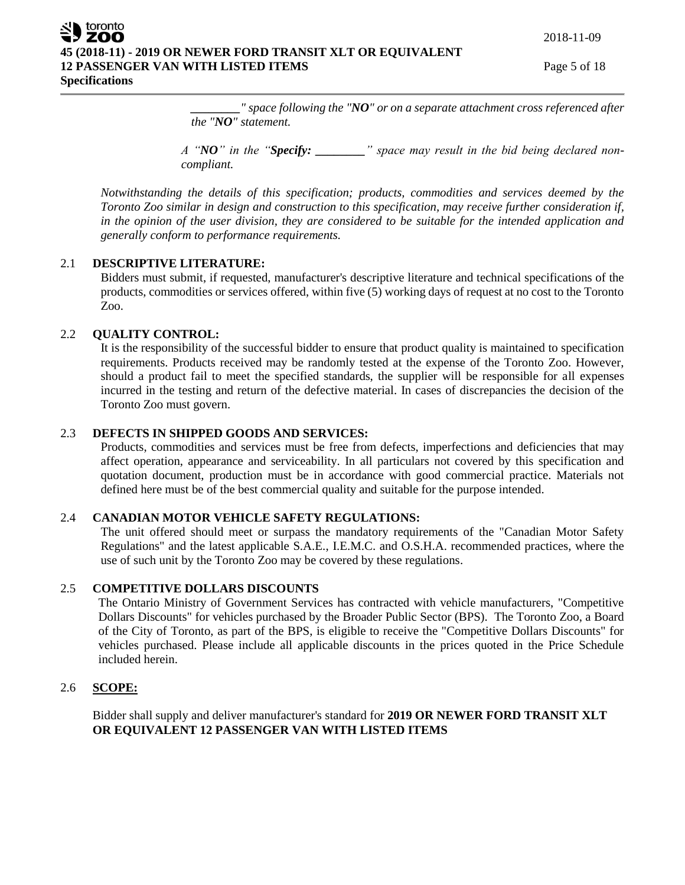*________" space following the "**NO**" or on a separate attachment cross referenced after the "**NO**" statement.*

*A "**NO**" in the "**Specify: ________**" space may result in the bid being declared non-compliant.*

*Notwithstanding the details of this specification; products, commodities and services deemed by the Toronto Zoo similar in design and construction to this specification, may receive further consideration if, in the opinion of the user division, they are considered to be suitable for the intended application and generally conform to performance requirements.*

## 2.1 DESCRIPTIVE LITERATURE:

Bidders must submit, if requested, manufacturer's descriptive literature and technical specifications of the products, commodities or services offered, within five (5) working days of request at no cost to the Toronto Zoo.

## 2.2 QUALITY CONTROL:

It is the responsibility of the successful bidder to ensure that product quality is maintained to specification requirements. Products received may be randomly tested at the expense of the Toronto Zoo. However, should a product fail to meet the specified standards, the supplier will be responsible for all expenses incurred in the testing and return of the defective material. In cases of discrepancies the decision of the Toronto Zoo must govern.

## 2.3 DEFECTS IN SHIPPED GOODS AND SERVICES:

Products, commodities and services must be free from defects, imperfections and deficiencies that may affect operation, appearance and serviceability. In all particulars not covered by this specification and quotation document, production must be in accordance with good commercial practice. Materials not defined here must be of the best commercial quality and suitable for the purpose intended.

## 2.4 CANADIAN MOTOR VEHICLE SAFETY REGULATIONS:

The unit offered should meet or surpass the mandatory requirements of the "Canadian Motor Safety Regulations" and the latest applicable S.A.E., I.E.M.C. and O.S.H.A. recommended practices, where the use of such unit by the Toronto Zoo may be covered by these regulations.

## 2.5 COMPETITIVE DOLLARS DISCOUNTS

The Ontario Ministry of Government Services has contracted with vehicle manufacturers, "Competitive Dollars Discounts" for vehicles purchased by the Broader Public Sector (BPS). The Toronto Zoo, a Board of the City of Toronto, as part of the BPS, is eligible to receive the "Competitive Dollars Discounts" for vehicles purchased. Please include all applicable discounts in the prices quoted in the Price Schedule included herein.

## 2.6 SCOPE:

Bidder shall supply and deliver manufacturer's standard for **2019 OR NEWER FORD TRANSIT XLT OR EQUIVALENT 12 PASSENGER VAN WITH LISTED ITEMS**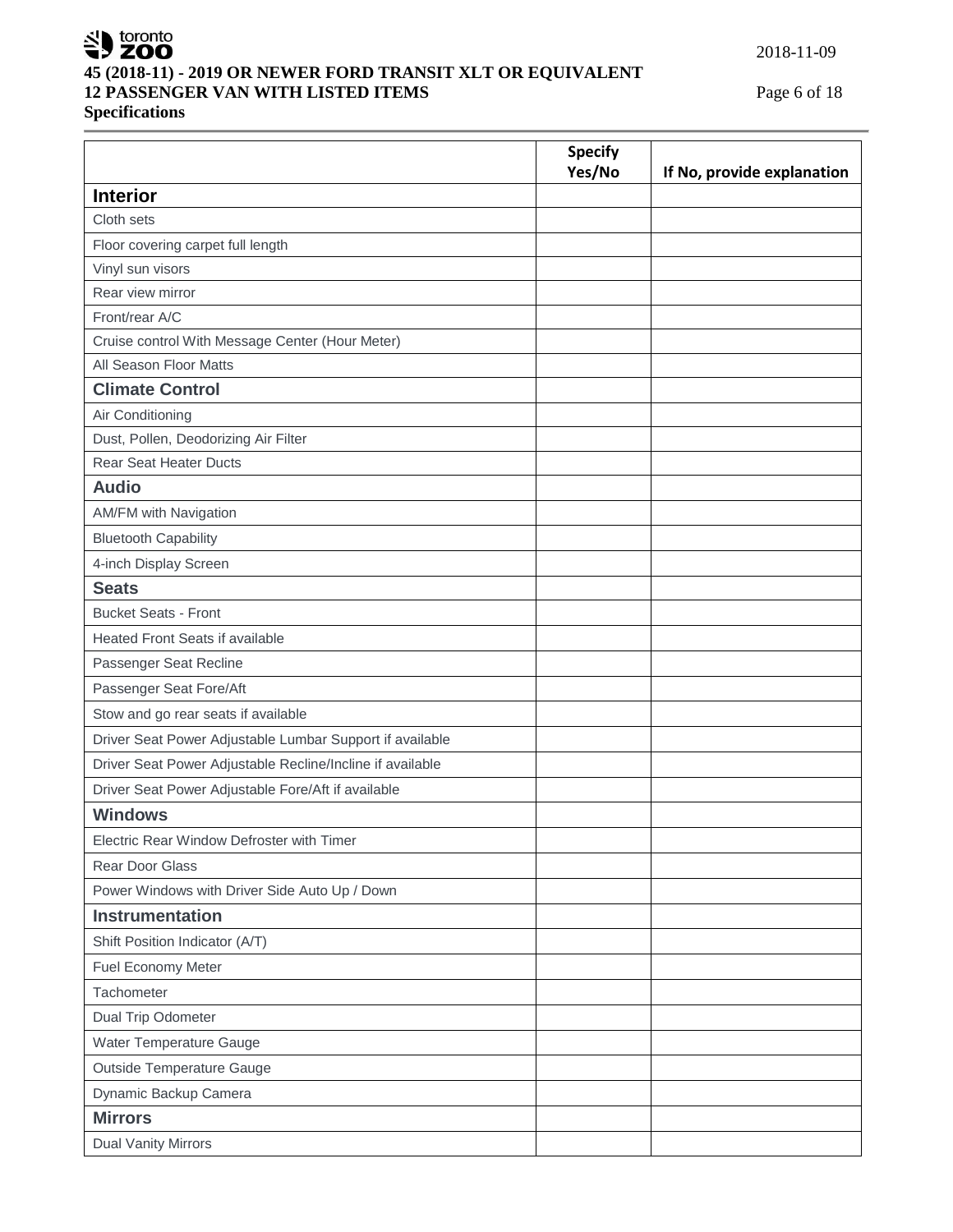| | Specify Yes/No | If No, provide explanation |
|---|---|---|
| **Interior** | | |
| Cloth sets | | |
| Floor covering carpet full length | | |
| Vinyl sun visors | | |
| Rear view mirror | | |
| Front/rear A/C | | |
| Cruise control With Message Center (Hour Meter) | | |
| All Season Floor Matts | | |
| **Climate Control** | | |
| Air Conditioning | | |
| Dust, Pollen, Deodorizing Air Filter | | |
| Rear Seat Heater Ducts | | |
| **Audio** | | |
| AM/FM with Navigation | | |
| Bluetooth Capability | | |
| 4-inch Display Screen | | |
| **Seats** | | |
| Bucket Seats - Front | | |
| Heated Front Seats if available | | |
| Passenger Seat Recline | | |
| Passenger Seat Fore/Aft | | |
| Stow and go rear seats if available | | |
| Driver Seat Power Adjustable Lumbar Support if available | | |
| Driver Seat Power Adjustable Recline/Incline if available | | |
| Driver Seat Power Adjustable Fore/Aft if available | | |
| **Windows** | | |
| Electric Rear Window Defroster with Timer | | |
| Rear Door Glass | | |
| Power Windows with Driver Side Auto Up / Down | | |
| **Instrumentation** | | |
| Shift Position Indicator (A/T) | | |
| Fuel Economy Meter | | |
| Tachometer | | |
| Dual Trip Odometer | | |
| Water Temperature Gauge | | |
| Outside Temperature Gauge | | |
| Dynamic Backup Camera | | |
| **Mirrors** | | |
| Dual Vanity Mirrors | | |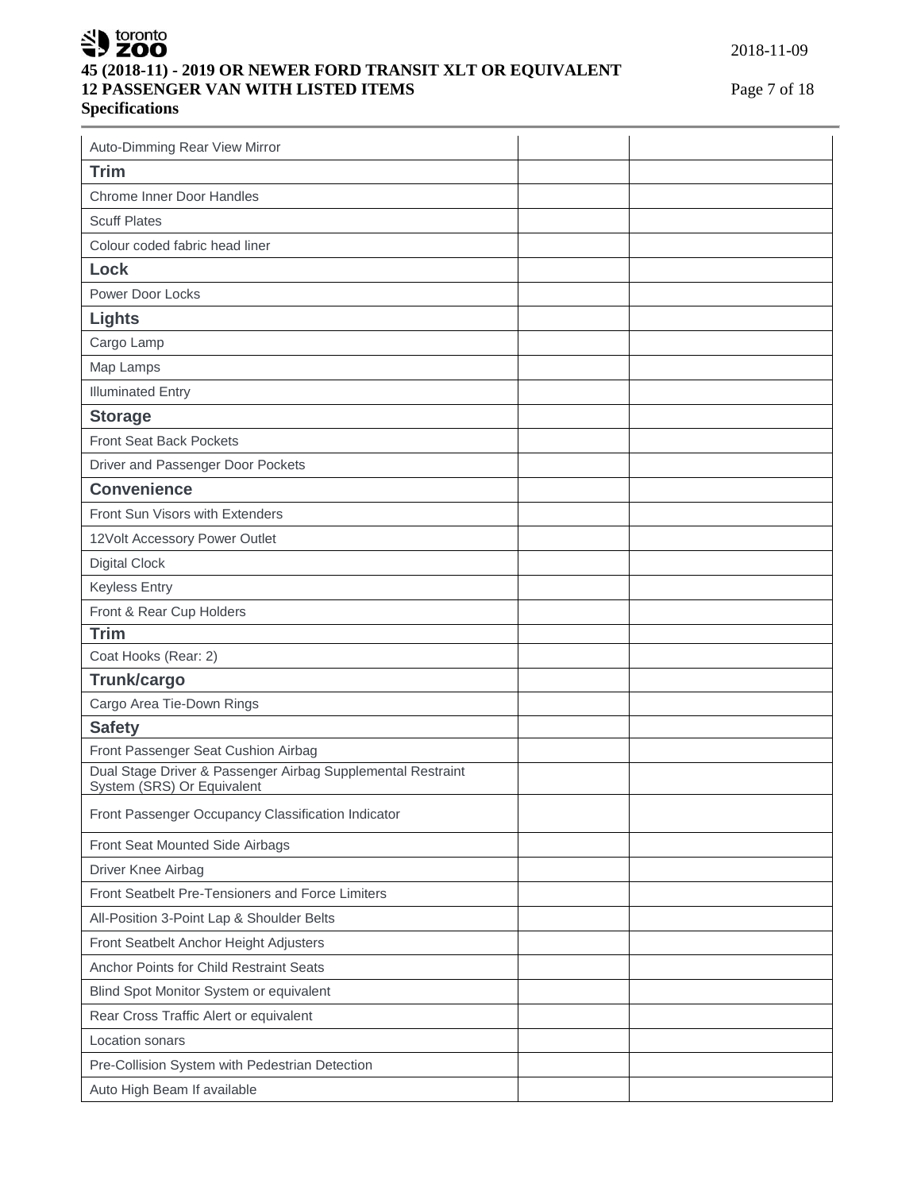| Auto-Dimming Rear View Mirror | | |
|---|---|---|
| **Trim** | | |
| Chrome Inner Door Handles | | |
| Scuff Plates | | |
| Colour coded fabric head liner | | |
| **Lock** | | |
| Power Door Locks | | |
| **Lights** | | |
| Cargo Lamp | | |
| Map Lamps | | |
| Illuminated Entry | | |
| **Storage** | | |
| Front Seat Back Pockets | | |
| Driver and Passenger Door Pockets | | |
| **Convenience** | | |
| Front Sun Visors with Extenders | | |
| 12Volt Accessory Power Outlet | | |
| Digital Clock | | |
| Keyless Entry | | |
| Front & Rear Cup Holders | | |
| **Trim** | | |
| Coat Hooks (Rear: 2) | | |
| **Trunk/cargo** | | |
| Cargo Area Tie-Down Rings | | |
| **Safety** | | |
| Front Passenger Seat Cushion Airbag | | |
| Dual Stage Driver & Passenger Airbag Supplemental Restraint System (SRS) Or Equivalent | | |
| Front Passenger Occupancy Classification Indicator | | |
| Front Seat Mounted Side Airbags | | |
| Driver Knee Airbag | | |
| Front Seatbelt Pre-Tensioners and Force Limiters | | |
| All-Position 3-Point Lap & Shoulder Belts | | |
| Front Seatbelt Anchor Height Adjusters | | |
| Anchor Points for Child Restraint Seats | | |
| Blind Spot Monitor System or equivalent | | |
| Rear Cross Traffic Alert or equivalent | | |
| Location sonars | | |
| Pre-Collision System with Pedestrian Detection | | |
| Auto High Beam If available | | |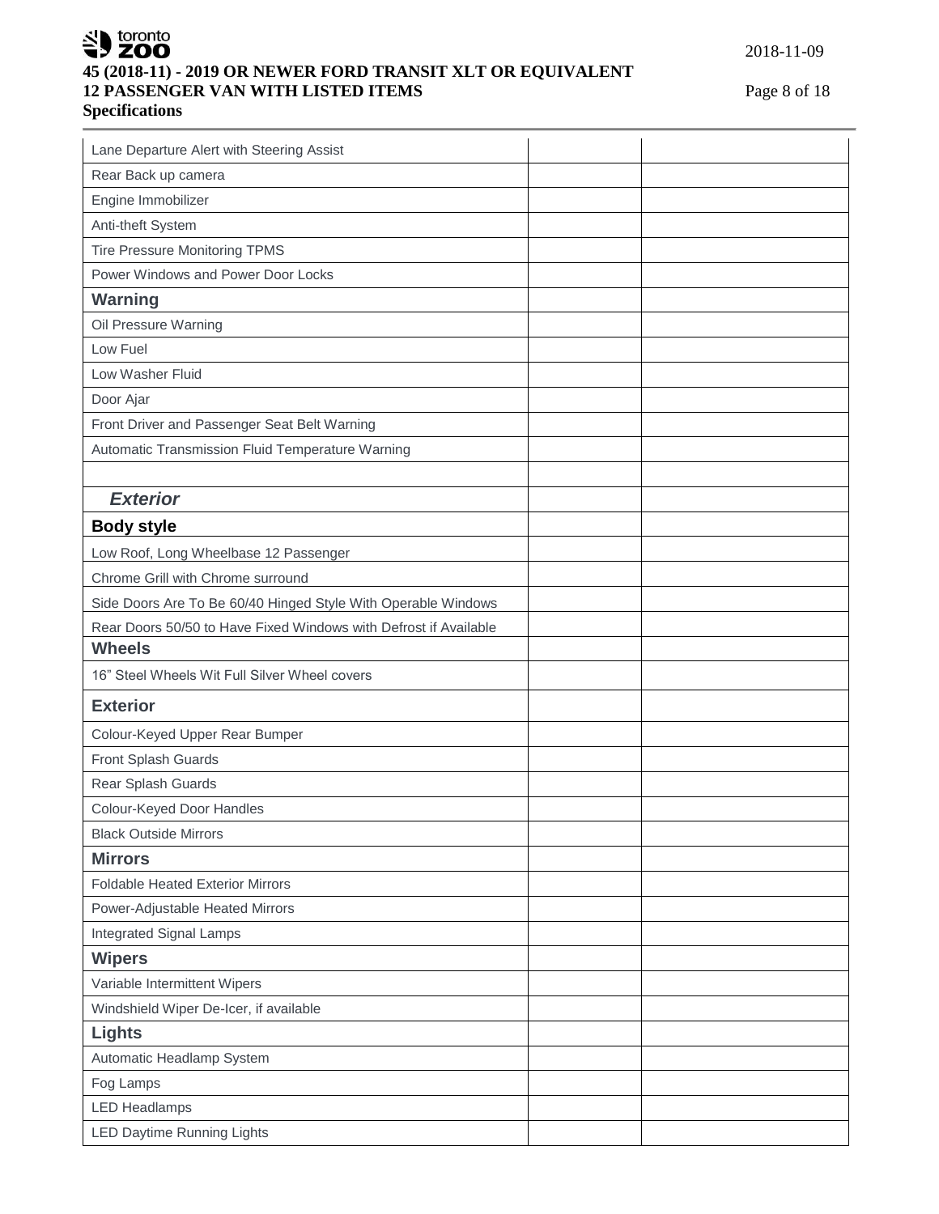| | | |
|---|---|---|
| Lane Departure Alert with Steering Assist | | |
| Rear Back up camera | | |
| Engine Immobilizer | | |
| Anti-theft System | | |
| Tire Pressure Monitoring TPMS | | |
| Power Windows and Power Door Locks | | |
| **Warning** | | |
| Oil Pressure Warning | | |
| Low Fuel | | |
| Low Washer Fluid | | |
| Door Ajar | | |
| Front Driver and Passenger Seat Belt Warning | | |
| Automatic Transmission Fluid Temperature Warning | | |
| | | |
| ***Exterior*** | | |
| **Body style** | | |
| Low Roof, Long Wheelbase 12 Passenger | | |
| Chrome Grill with Chrome surround | | |
| Side Doors Are To Be 60/40 Hinged Style With Operable Windows | | |
| Rear Doors 50/50 to Have Fixed Windows with Defrost if Available | | |
| **Wheels** | | |
| 16" Steel Wheels Wit Full Silver Wheel covers | | |
| **Exterior** | | |
| Colour-Keyed Upper Rear Bumper | | |
| Front Splash Guards | | |
| Rear Splash Guards | | |
| Colour-Keyed Door Handles | | |
| Black Outside Mirrors | | |
| **Mirrors** | | |
| Foldable Heated Exterior Mirrors | | |
| Power-Adjustable Heated Mirrors | | |
| Integrated Signal Lamps | | |
| **Wipers** | | |
| Variable Intermittent Wipers | | |
| Windshield Wiper De-Icer, if available | | |
| **Lights** | | |
| Automatic Headlamp System | | |
| Fog Lamps | | |
| LED Headlamps | | |
| LED Daytime Running Lights | | |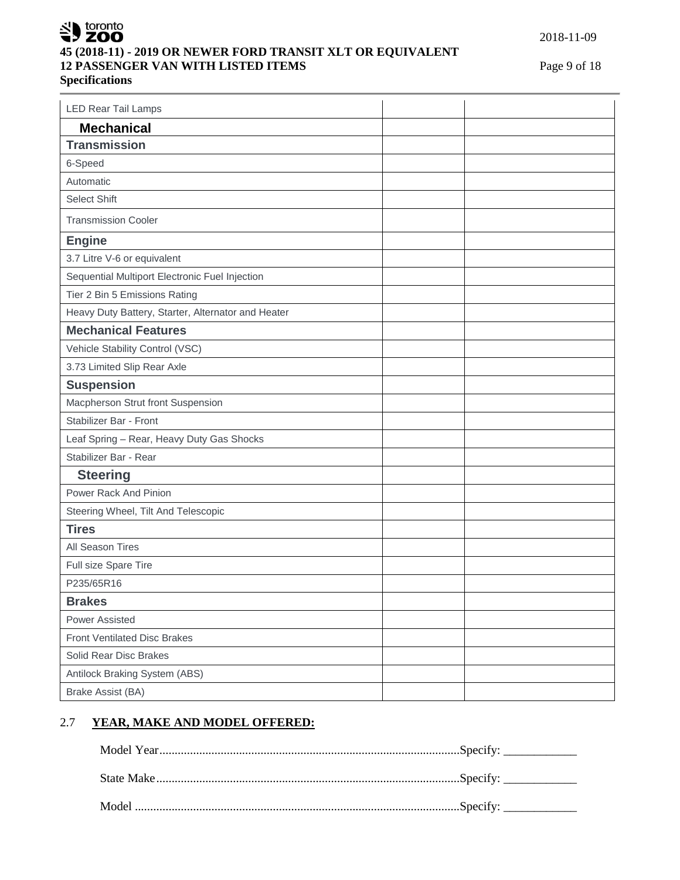| LED Rear Tail Lamps | | |
|---|---|---|
| **Mechanical** | | |
| **Transmission** | | |
| 6-Speed | | |
| Automatic | | |
| Select Shift | | |
| Transmission Cooler | | |
| **Engine** | | |
| 3.7 Litre V-6 or equivalent | | |
| Sequential Multiport Electronic Fuel Injection | | |
| Tier 2 Bin 5 Emissions Rating | | |
| Heavy Duty Battery, Starter, Alternator and Heater | | |
| **Mechanical Features** | | |
| Vehicle Stability Control (VSC) | | |
| 3.73 Limited Slip Rear Axle | | |
| **Suspension** | | |
| Macpherson Strut front Suspension | | |
| Stabilizer Bar - Front | | |
| Leaf Spring – Rear, Heavy Duty Gas Shocks | | |
| Stabilizer Bar - Rear | | |
| **Steering** | | |
| Power Rack And Pinion | | |
| Steering Wheel, Tilt And Telescopic | | |
| **Tires** | | |
| All Season Tires | | |
| Full size Spare Tire | | |
| P235/65R16 | | |
| **Brakes** | | |
| Power Assisted | | |
| Front Ventilated Disc Brakes | | |
| Solid Rear Disc Brakes | | |
| Antilock Braking System (ABS) | | |
| Brake Assist (BA) | | |

## 2.7 YEAR, MAKE AND MODEL OFFERED:

Model Year..................................................................................................Specify: ____________

State Make..................................................................................................Specify: ____________

Model .........................................................................................................Specify: ____________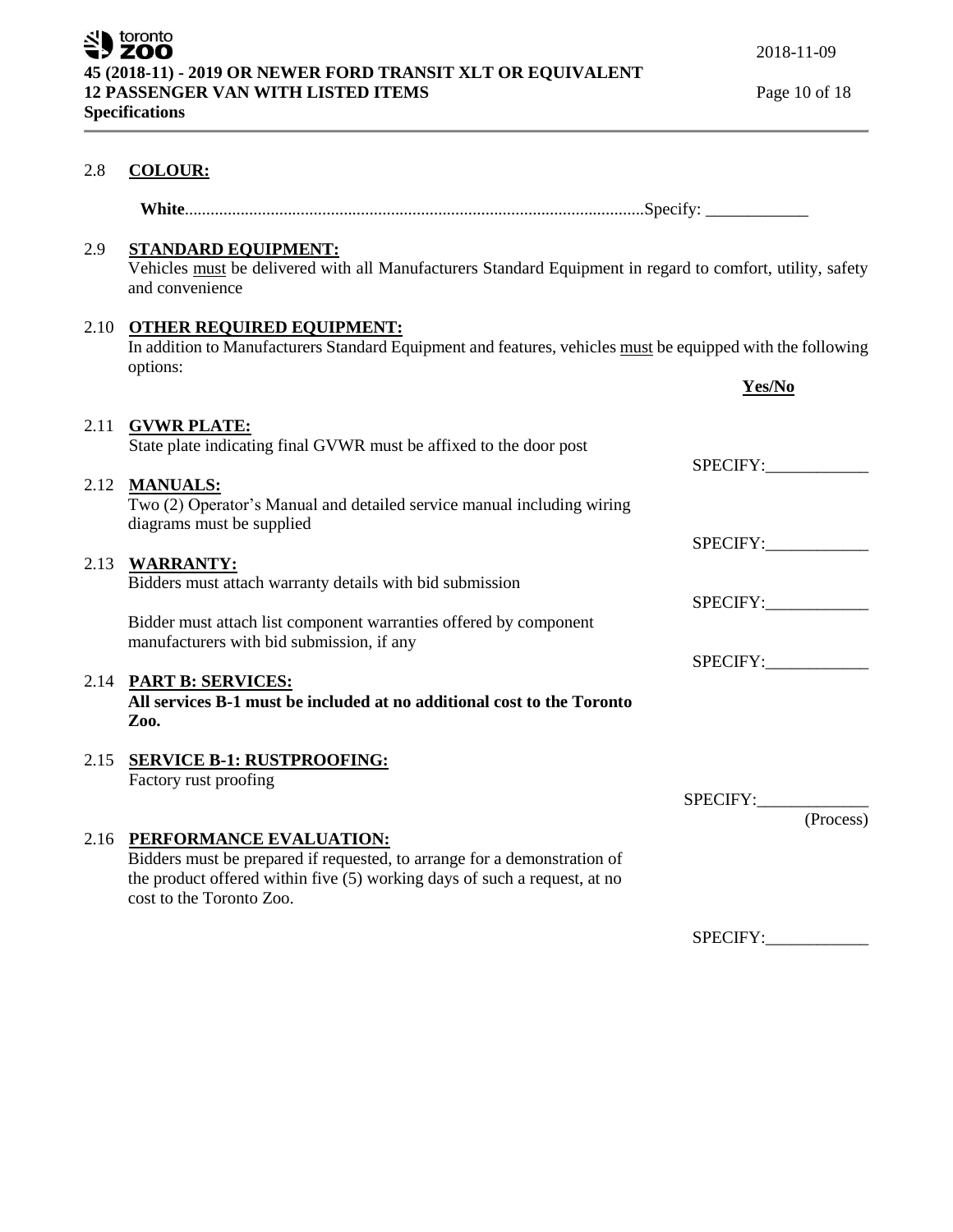## 2.8 **COLOUR:**

**White**..........................................................................................................Specify: ____________

## 2.9 **STANDARD EQUIPMENT:**

Vehicles must be delivered with all Manufacturers Standard Equipment in regard to comfort, utility, safety and convenience

## 2.10 **OTHER REQUIRED EQUIPMENT:**

In addition to Manufacturers Standard Equipment and features, vehicles must be equipped with the following options:

**Yes/No**

## 2.11 **GVWR PLATE:**

State plate indicating final GVWR must be affixed to the door post

SPECIFY:____________

## 2.12 **MANUALS:**

Two (2) Operator's Manual and detailed service manual including wiring diagrams must be supplied

SPECIFY:____________

## 2.13 **WARRANTY:**

Bidders must attach warranty details with bid submission

SPECIFY:____________

Bidder must attach list component warranties offered by component manufacturers with bid submission, if any

SPECIFY:____________

## 2.14 **PART B: SERVICES:**

**All services B-1 must be included at no additional cost to the Toronto Zoo.**

## 2.15 **SERVICE B-1: RUSTPROOFING:**

Factory rust proofing

SPECIFY:_____________
(Process)

## 2.16 **PERFORMANCE EVALUATION:**

Bidders must be prepared if requested, to arrange for a demonstration of the product offered within five (5) working days of such a request, at no cost to the Toronto Zoo.

SPECIFY:____________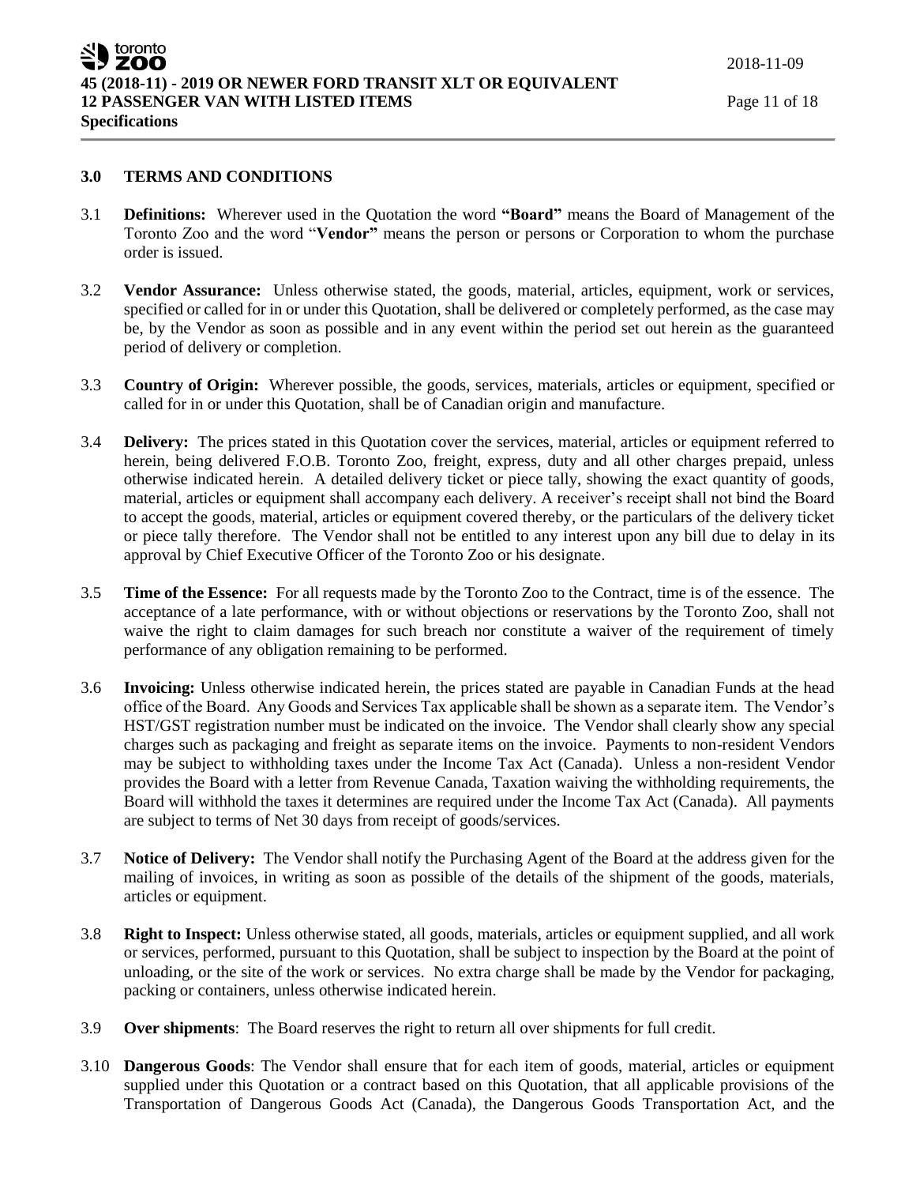## 3.0 TERMS AND CONDITIONS

3.1 **Definitions:** Wherever used in the Quotation the word **"Board"** means the Board of Management of the Toronto Zoo and the word "**Vendor"** means the person or persons or Corporation to whom the purchase order is issued.

3.2 **Vendor Assurance:** Unless otherwise stated, the goods, material, articles, equipment, work or services, specified or called for in or under this Quotation, shall be delivered or completely performed, as the case may be, by the Vendor as soon as possible and in any event within the period set out herein as the guaranteed period of delivery or completion.

3.3 **Country of Origin:** Wherever possible, the goods, services, materials, articles or equipment, specified or called for in or under this Quotation, shall be of Canadian origin and manufacture.

3.4 **Delivery:** The prices stated in this Quotation cover the services, material, articles or equipment referred to herein, being delivered F.O.B. Toronto Zoo, freight, express, duty and all other charges prepaid, unless otherwise indicated herein. A detailed delivery ticket or piece tally, showing the exact quantity of goods, material, articles or equipment shall accompany each delivery. A receiver's receipt shall not bind the Board to accept the goods, material, articles or equipment covered thereby, or the particulars of the delivery ticket or piece tally therefore. The Vendor shall not be entitled to any interest upon any bill due to delay in its approval by Chief Executive Officer of the Toronto Zoo or his designate.

3.5 **Time of the Essence:** For all requests made by the Toronto Zoo to the Contract, time is of the essence. The acceptance of a late performance, with or without objections or reservations by the Toronto Zoo, shall not waive the right to claim damages for such breach nor constitute a waiver of the requirement of timely performance of any obligation remaining to be performed.

3.6 **Invoicing:** Unless otherwise indicated herein, the prices stated are payable in Canadian Funds at the head office of the Board. Any Goods and Services Tax applicable shall be shown as a separate item. The Vendor's HST/GST registration number must be indicated on the invoice. The Vendor shall clearly show any special charges such as packaging and freight as separate items on the invoice. Payments to non-resident Vendors may be subject to withholding taxes under the Income Tax Act (Canada). Unless a non-resident Vendor provides the Board with a letter from Revenue Canada, Taxation waiving the withholding requirements, the Board will withhold the taxes it determines are required under the Income Tax Act (Canada). All payments are subject to terms of Net 30 days from receipt of goods/services.

3.7 **Notice of Delivery:** The Vendor shall notify the Purchasing Agent of the Board at the address given for the mailing of invoices, in writing as soon as possible of the details of the shipment of the goods, materials, articles or equipment.

3.8 **Right to Inspect:** Unless otherwise stated, all goods, materials, articles or equipment supplied, and all work or services, performed, pursuant to this Quotation, shall be subject to inspection by the Board at the point of unloading, or the site of the work or services. No extra charge shall be made by the Vendor for packaging, packing or containers, unless otherwise indicated herein.

3.9 **Over shipments**: The Board reserves the right to return all over shipments for full credit.

3.10 **Dangerous Goods**: The Vendor shall ensure that for each item of goods, material, articles or equipment supplied under this Quotation or a contract based on this Quotation, that all applicable provisions of the Transportation of Dangerous Goods Act (Canada), the Dangerous Goods Transportation Act, and the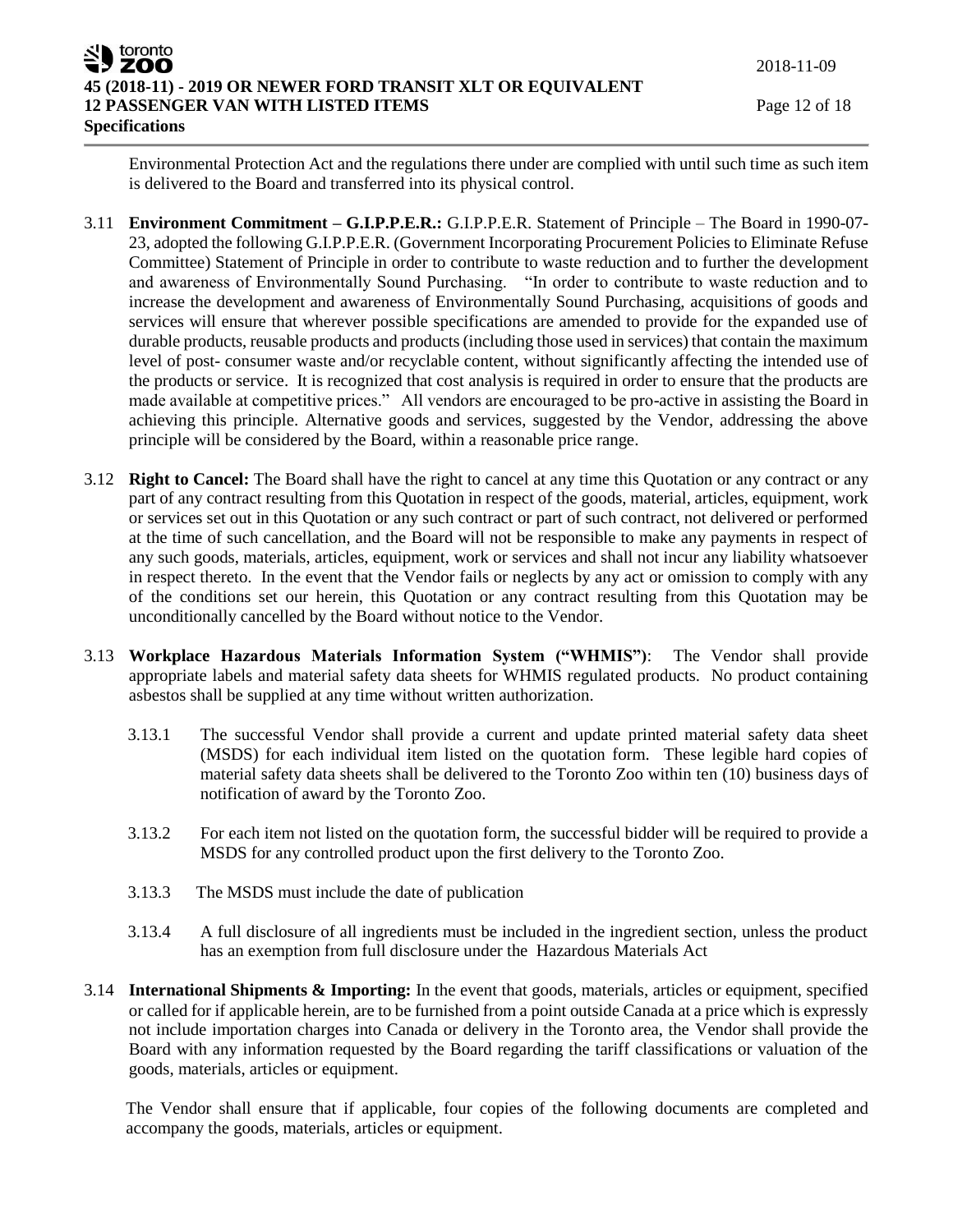Environmental Protection Act and the regulations there under are complied with until such time as such item is delivered to the Board and transferred into its physical control.

3.11 **Environment Commitment – G.I.P.P.E.R.:** G.I.P.P.E.R. Statement of Principle – The Board in 1990-07-23, adopted the following G.I.P.P.E.R. (Government Incorporating Procurement Policies to Eliminate Refuse Committee) Statement of Principle in order to contribute to waste reduction and to further the development and awareness of Environmentally Sound Purchasing. "In order to contribute to waste reduction and to increase the development and awareness of Environmentally Sound Purchasing, acquisitions of goods and services will ensure that wherever possible specifications are amended to provide for the expanded use of durable products, reusable products and products (including those used in services) that contain the maximum level of post- consumer waste and/or recyclable content, without significantly affecting the intended use of the products or service. It is recognized that cost analysis is required in order to ensure that the products are made available at competitive prices." All vendors are encouraged to be pro-active in assisting the Board in achieving this principle. Alternative goods and services, suggested by the Vendor, addressing the above principle will be considered by the Board, within a reasonable price range.

3.12 **Right to Cancel:** The Board shall have the right to cancel at any time this Quotation or any contract or any part of any contract resulting from this Quotation in respect of the goods, material, articles, equipment, work or services set out in this Quotation or any such contract or part of such contract, not delivered or performed at the time of such cancellation, and the Board will not be responsible to make any payments in respect of any such goods, materials, articles, equipment, work or services and shall not incur any liability whatsoever in respect thereto. In the event that the Vendor fails or neglects by any act or omission to comply with any of the conditions set our herein, this Quotation or any contract resulting from this Quotation may be unconditionally cancelled by the Board without notice to the Vendor.

3.13 **Workplace Hazardous Materials Information System ("WHMIS")**: The Vendor shall provide appropriate labels and material safety data sheets for WHMIS regulated products. No product containing asbestos shall be supplied at any time without written authorization.

3.13.1 The successful Vendor shall provide a current and update printed material safety data sheet (MSDS) for each individual item listed on the quotation form. These legible hard copies of material safety data sheets shall be delivered to the Toronto Zoo within ten (10) business days of notification of award by the Toronto Zoo.

3.13.2 For each item not listed on the quotation form, the successful bidder will be required to provide a MSDS for any controlled product upon the first delivery to the Toronto Zoo.

3.13.3 The MSDS must include the date of publication

3.13.4 A full disclosure of all ingredients must be included in the ingredient section, unless the product has an exemption from full disclosure under the Hazardous Materials Act

3.14 **International Shipments & Importing:** In the event that goods, materials, articles or equipment, specified or called for if applicable herein, are to be furnished from a point outside Canada at a price which is expressly not include importation charges into Canada or delivery in the Toronto area, the Vendor shall provide the Board with any information requested by the Board regarding the tariff classifications or valuation of the goods, materials, articles or equipment.

The Vendor shall ensure that if applicable, four copies of the following documents are completed and accompany the goods, materials, articles or equipment.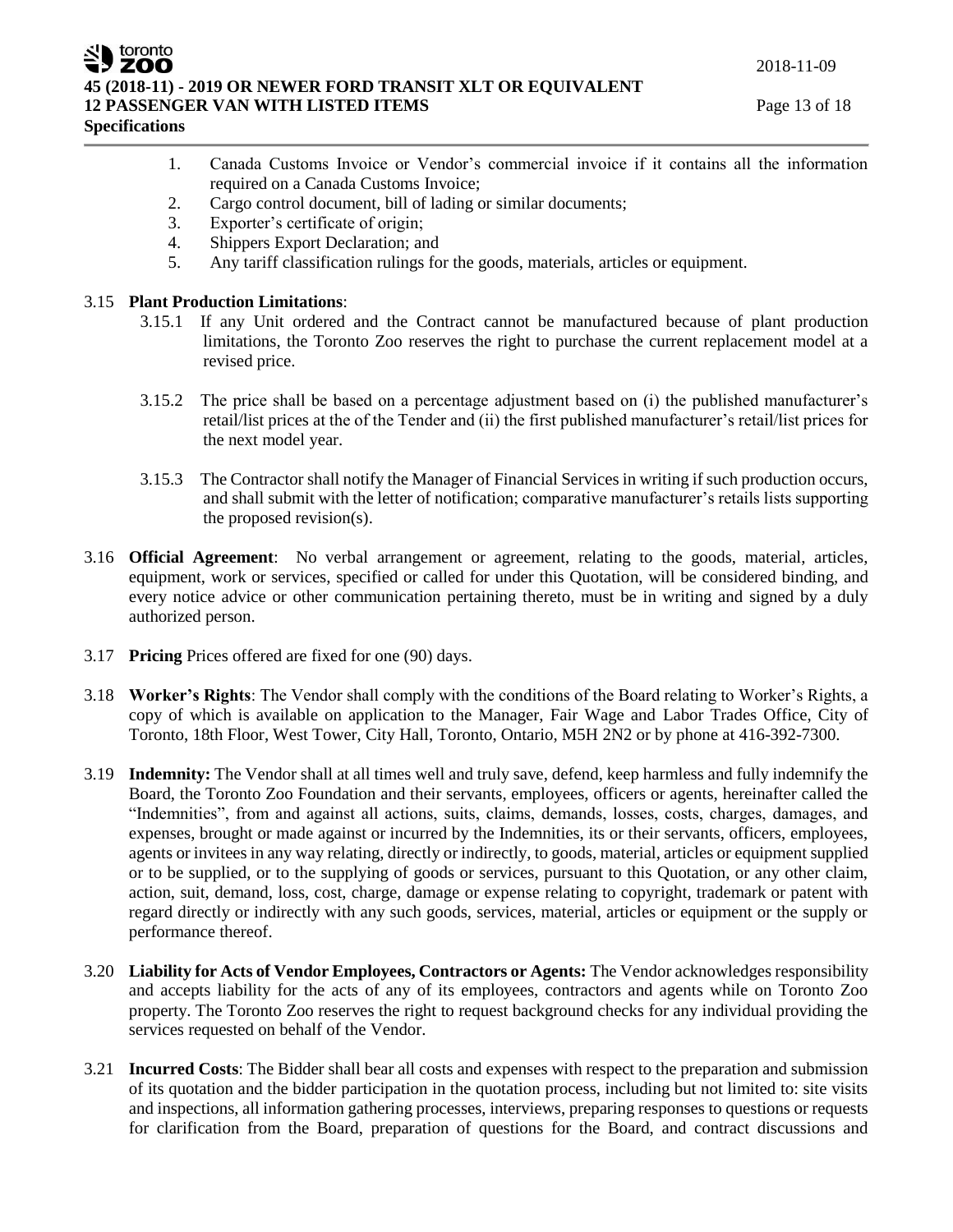1. Canada Customs Invoice or Vendor's commercial invoice if it contains all the information required on a Canada Customs Invoice;
2. Cargo control document, bill of lading or similar documents;
3. Exporter's certificate of origin;
4. Shippers Export Declaration; and
5. Any tariff classification rulings for the goods, materials, articles or equipment.

3.15 **Plant Production Limitations**:

3.15.1 If any Unit ordered and the Contract cannot be manufactured because of plant production limitations, the Toronto Zoo reserves the right to purchase the current replacement model at a revised price.

3.15.2 The price shall be based on a percentage adjustment based on (i) the published manufacturer's retail/list prices at the of the Tender and (ii) the first published manufacturer's retail/list prices for the next model year.

3.15.3 The Contractor shall notify the Manager of Financial Services in writing if such production occurs, and shall submit with the letter of notification; comparative manufacturer's retails lists supporting the proposed revision(s).

3.16 **Official Agreement**: No verbal arrangement or agreement, relating to the goods, material, articles, equipment, work or services, specified or called for under this Quotation, will be considered binding, and every notice advice or other communication pertaining thereto, must be in writing and signed by a duly authorized person.

3.17 **Pricing** Prices offered are fixed for one (90) days.

3.18 **Worker's Rights**: The Vendor shall comply with the conditions of the Board relating to Worker's Rights, a copy of which is available on application to the Manager, Fair Wage and Labor Trades Office, City of Toronto, 18th Floor, West Tower, City Hall, Toronto, Ontario, M5H 2N2 or by phone at 416-392-7300.

3.19 **Indemnity:** The Vendor shall at all times well and truly save, defend, keep harmless and fully indemnify the Board, the Toronto Zoo Foundation and their servants, employees, officers or agents, hereinafter called the "Indemnities", from and against all actions, suits, claims, demands, losses, costs, charges, damages, and expenses, brought or made against or incurred by the Indemnities, its or their servants, officers, employees, agents or invitees in any way relating, directly or indirectly, to goods, material, articles or equipment supplied or to be supplied, or to the supplying of goods or services, pursuant to this Quotation, or any other claim, action, suit, demand, loss, cost, charge, damage or expense relating to copyright, trademark or patent with regard directly or indirectly with any such goods, services, material, articles or equipment or the supply or performance thereof.

3.20 **Liability for Acts of Vendor Employees, Contractors or Agents:** The Vendor acknowledges responsibility and accepts liability for the acts of any of its employees, contractors and agents while on Toronto Zoo property. The Toronto Zoo reserves the right to request background checks for any individual providing the services requested on behalf of the Vendor.

3.21 **Incurred Costs**: The Bidder shall bear all costs and expenses with respect to the preparation and submission of its quotation and the bidder participation in the quotation process, including but not limited to: site visits and inspections, all information gathering processes, interviews, preparing responses to questions or requests for clarification from the Board, preparation of questions for the Board, and contract discussions and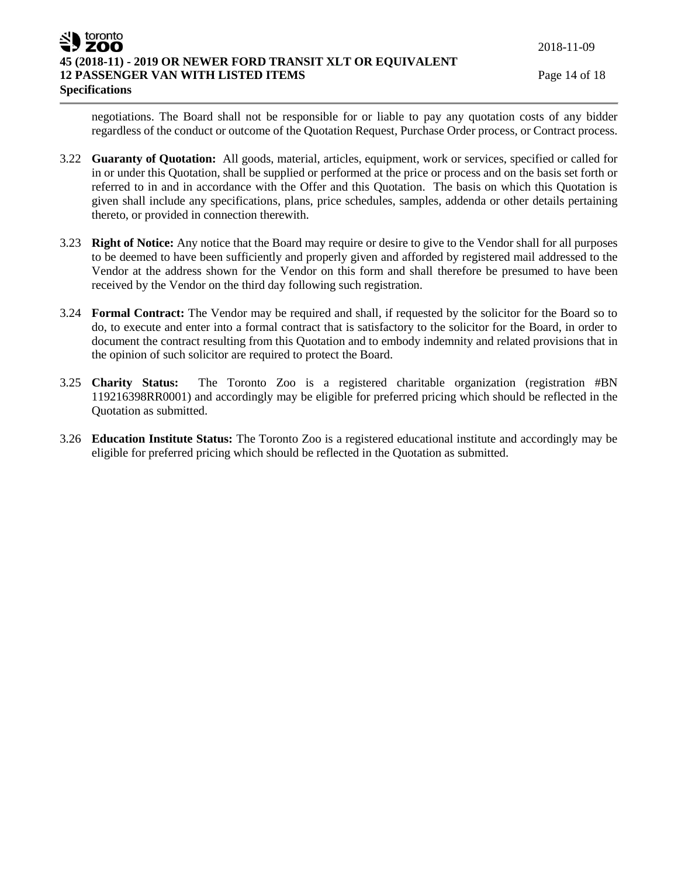negotiations. The Board shall not be responsible for or liable to pay any quotation costs of any bidder regardless of the conduct or outcome of the Quotation Request, Purchase Order process, or Contract process.

3.22 **Guaranty of Quotation:** All goods, material, articles, equipment, work or services, specified or called for in or under this Quotation, shall be supplied or performed at the price or process and on the basis set forth or referred to in and in accordance with the Offer and this Quotation. The basis on which this Quotation is given shall include any specifications, plans, price schedules, samples, addenda or other details pertaining thereto, or provided in connection therewith.

3.23 **Right of Notice:** Any notice that the Board may require or desire to give to the Vendor shall for all purposes to be deemed to have been sufficiently and properly given and afforded by registered mail addressed to the Vendor at the address shown for the Vendor on this form and shall therefore be presumed to have been received by the Vendor on the third day following such registration.

3.24 **Formal Contract:** The Vendor may be required and shall, if requested by the solicitor for the Board so to do, to execute and enter into a formal contract that is satisfactory to the solicitor for the Board, in order to document the contract resulting from this Quotation and to embody indemnity and related provisions that in the opinion of such solicitor are required to protect the Board.

3.25 **Charity Status:** The Toronto Zoo is a registered charitable organization (registration #BN 119216398RR0001) and accordingly may be eligible for preferred pricing which should be reflected in the Quotation as submitted.

3.26 **Education Institute Status:** The Toronto Zoo is a registered educational institute and accordingly may be eligible for preferred pricing which should be reflected in the Quotation as submitted.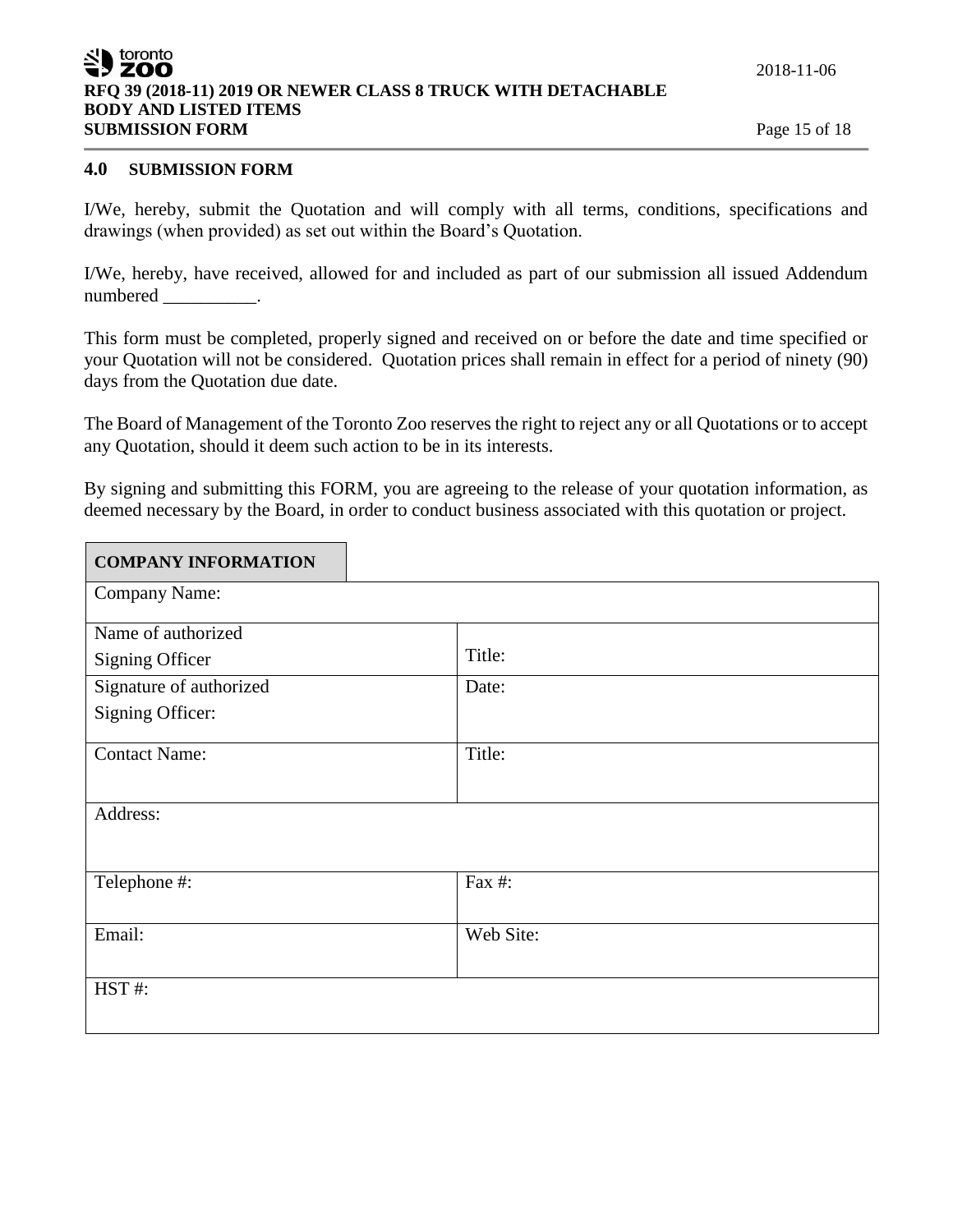## 4.0 SUBMISSION FORM

I/We, hereby, submit the Quotation and will comply with all terms, conditions, specifications and drawings (when provided) as set out within the Board's Quotation.

I/We, hereby, have received, allowed for and included as part of our submission all issued Addendum numbered __________.

This form must be completed, properly signed and received on or before the date and time specified or your Quotation will not be considered. Quotation prices shall remain in effect for a period of ninety (90) days from the Quotation due date.

The Board of Management of the Toronto Zoo reserves the right to reject any or all Quotations or to accept any Quotation, should it deem such action to be in its interests.

By signing and submitting this FORM, you are agreeing to the release of your quotation information, as deemed necessary by the Board, in order to conduct business associated with this quotation or project.

| **COMPANY INFORMATION** | |
|---|---|
| Company Name: | |
| Name of authorized Signing Officer | Title: |
| Signature of authorized Signing Officer: | Date: |
| Contact Name: | Title: |
| Address: | |
| Telephone #: | Fax #: |
| Email: | Web Site: |
| HST #: | |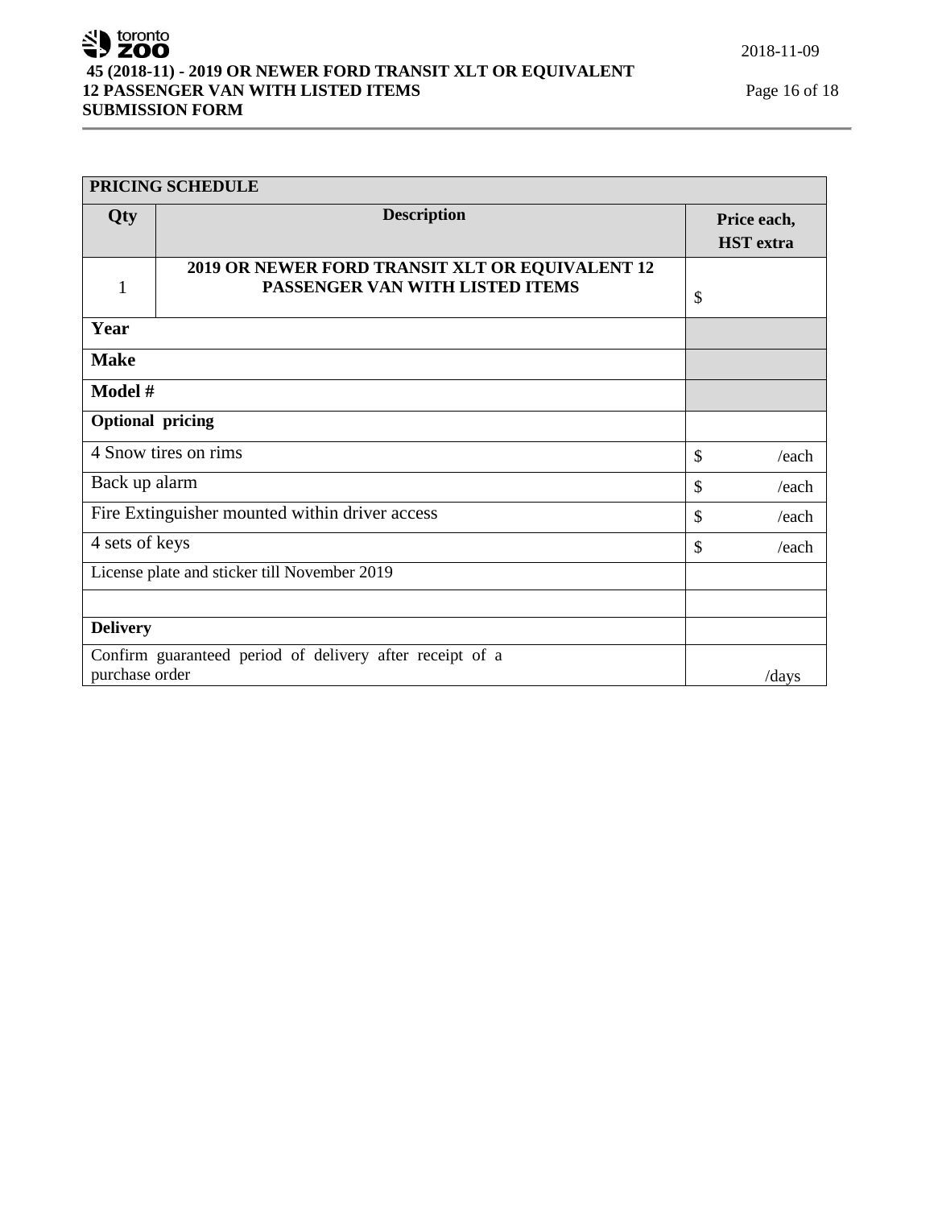| PRICING SCHEDULE | | |
|---|---|---|
| **Qty** | **Description** | **Price each, HST extra** |
| 1 | **2019 OR NEWER FORD TRANSIT XLT OR EQUIVALENT 12 PASSENGER VAN WITH LISTED ITEMS** | $ |
| **Year** | | |
| **Make** | | |
| **Model #** | | |
| **Optional pricing** | | |
| 4 Snow tires on rims | | $ /each |
| Back up alarm | | $ /each |
| Fire Extinguisher mounted within driver access | | $ /each |
| 4 sets of keys | | $ /each |
| License plate and sticker till November 2019 | | |
| | | |
| **Delivery** | | |
| Confirm guaranteed period of delivery after receipt of a purchase order | | /days |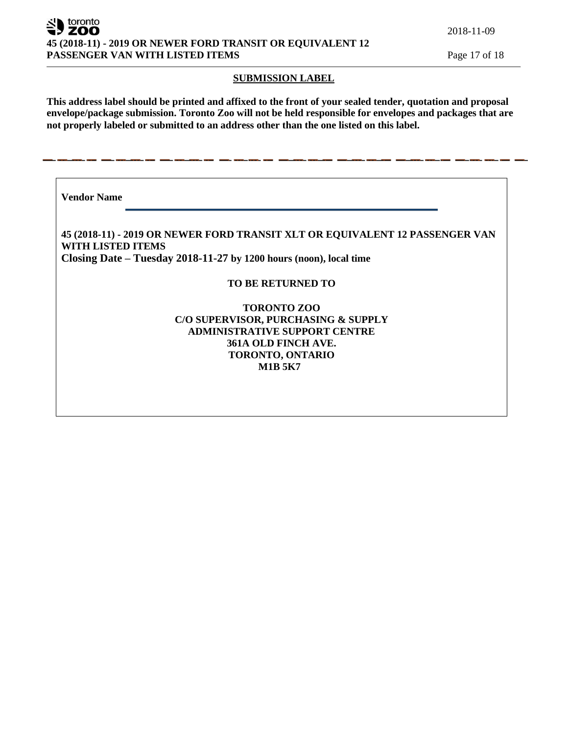## SUBMISSION LABEL

**This address label should be printed and affixed to the front of your sealed tender, quotation and proposal envelope/package submission. Toronto Zoo will not be held responsible for envelopes and packages that are not properly labeled or submitted to an address other than the one listed on this label.**

---

**Vendor Name** \_\_\_\_\_\_\_\_\_\_\_\_\_\_\_\_\_\_\_\_\_\_\_\_\_\_\_\_\_\_\_\_\_\_\_\_\_\_\_\_\_\_\_\_

**45 (2018-11) - 2019 OR NEWER FORD TRANSIT XLT OR EQUIVALENT 12 PASSENGER VAN WITH LISTED ITEMS**
**Closing Date – Tuesday 2018-11-27 by 1200 hours (noon), local time**

**TO BE RETURNED TO**

**TORONTO ZOO**
**C/O SUPERVISOR, PURCHASING & SUPPLY**
**ADMINISTRATIVE SUPPORT CENTRE**
**361A OLD FINCH AVE.**
**TORONTO, ONTARIO**
**M1B 5K7**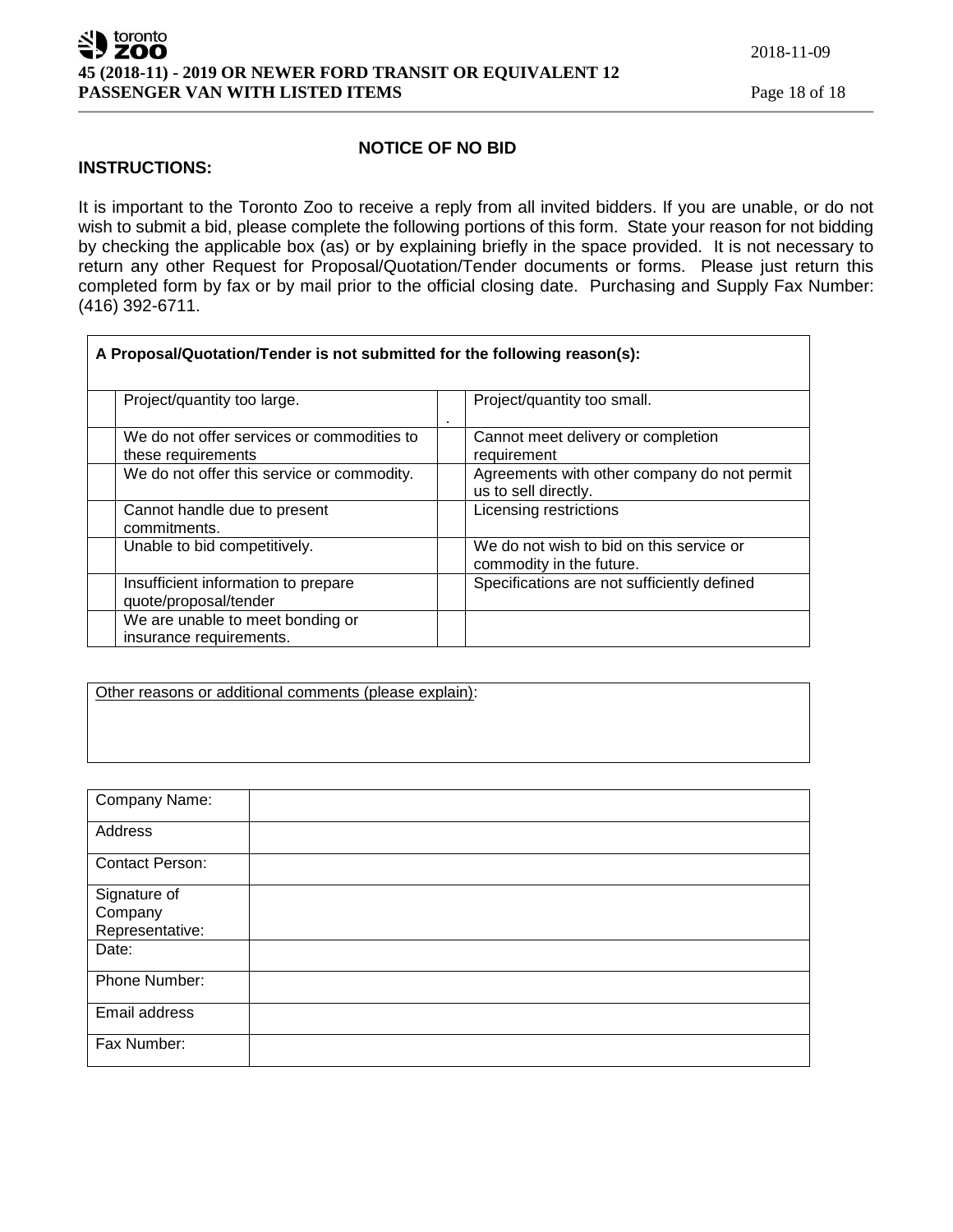## NOTICE OF NO BID

**INSTRUCTIONS:**

It is important to the Toronto Zoo to receive a reply from all invited bidders. If you are unable, or do not wish to submit a bid, please complete the following portions of this form. State your reason for not bidding by checking the applicable box (as) or by explaining briefly in the space provided. It is not necessary to return any other Request for Proposal/Quotation/Tender documents or forms. Please just return this completed form by fax or by mail prior to the official closing date. Purchasing and Supply Fax Number: (416) 392-6711.

| **A Proposal/Quotation/Tender is not submitted for the following reason(s):** | | | |
|---|---|---|---|
| | Project/quantity too large. | . | Project/quantity too small. |
| | We do not offer services or commodities to these requirements | | Cannot meet delivery or completion requirement |
| | We do not offer this service or commodity. | | Agreements with other company do not permit us to sell directly. |
| | Cannot handle due to present commitments. | | Licensing restrictions |
| | Unable to bid competitively. | | We do not wish to bid on this service or commodity in the future. |
| | Insufficient information to prepare quote/proposal/tender | | Specifications are not sufficiently defined |
| | We are unable to meet bonding or insurance requirements. | | |

| Other reasons or additional comments (please explain): |
|---|
| |

| | |
|---|---|
| Company Name: | |
| Address | |
| Contact Person: | |
| Signature of Company Representative: | |
| Date: | |
| Phone Number: | |
| Email address | |
| Fax Number: | |